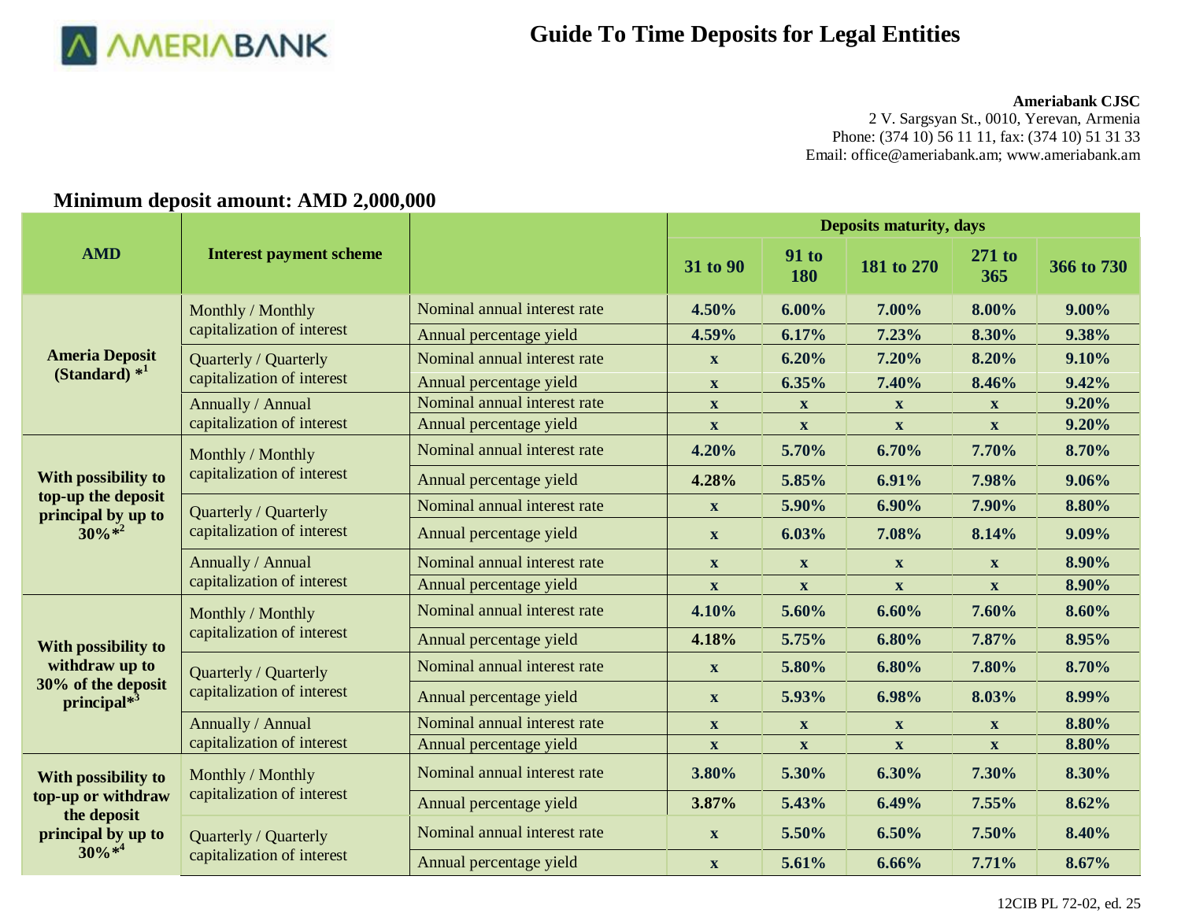AMERIABANK

# Guide To Time Deposits for Legal Entities

**Ameriabank CJSC**
2 V. Sargsyan St., 0010, Yerevan, Armenia
Phone: (374 10) 56 11 11, fax: (374 10) 51 31 33
Email: office@ameriabank.am; www.ameriabank.am

## Minimum deposit amount: AMD 2,000,000

| AMD | Interest payment scheme | | Deposits maturity, days | | | | |
|---|---|---|---|---|---|---|---|
| | | | **31 to 90** | **91 to 180** | **181 to 270** | **271 to 365** | **366 to 730** |
| **Ameria Deposit (Standard) *[1]** | Monthly / Monthly capitalization of interest | Nominal annual interest rate | **4.50%** | **6.00%** | **7.00%** | **8.00%** | **9.00%** |
| | | Annual percentage yield | **4.59%** | **6.17%** | **7.23%** | **8.30%** | **9.38%** |
| | Quarterly / Quarterly capitalization of interest | Nominal annual interest rate | **x** | **6.20%** | **7.20%** | **8.20%** | **9.10%** |
| | | Annual percentage yield | **x** | **6.35%** | **7.40%** | **8.46%** | **9.42%** |
| | Annually / Annual capitalization of interest | Nominal annual interest rate | **x** | **x** | **x** | **x** | **9.20%** |
| | | Annual percentage yield | **x** | **x** | **x** | **x** | **9.20%** |
| **With possibility to top-up the deposit principal by up to 30%*[2]** | Monthly / Monthly capitalization of interest | Nominal annual interest rate | **4.20%** | **5.70%** | **6.70%** | **7.70%** | **8.70%** |
| | | Annual percentage yield | **4.28%** | **5.85%** | **6.91%** | **7.98%** | **9.06%** |
| | Quarterly / Quarterly capitalization of interest | Nominal annual interest rate | **x** | **5.90%** | **6.90%** | **7.90%** | **8.80%** |
| | | Annual percentage yield | **x** | **6.03%** | **7.08%** | **8.14%** | **9.09%** |
| | Annually / Annual capitalization of interest | Nominal annual interest rate | **x** | **x** | **x** | **x** | **8.90%** |
| | | Annual percentage yield | **x** | **x** | **x** | **x** | **8.90%** |
| **With possibility to withdraw up to 30% of the deposit principal*[3]** | Monthly / Monthly capitalization of interest | Nominal annual interest rate | **4.10%** | **5.60%** | **6.60%** | **7.60%** | **8.60%** |
| | | Annual percentage yield | **4.18%** | **5.75%** | **6.80%** | **7.87%** | **8.95%** |
| | Quarterly / Quarterly capitalization of interest | Nominal annual interest rate | **x** | **5.80%** | **6.80%** | **7.80%** | **8.70%** |
| | | Annual percentage yield | **x** | **5.93%** | **6.98%** | **8.03%** | **8.99%** |
| | Annually / Annual capitalization of interest | Nominal annual interest rate | **x** | **x** | **x** | **x** | **8.80%** |
| | | Annual percentage yield | **x** | **x** | **x** | **x** | **8.80%** |
| **With possibility to top-up or withdraw the deposit principal by up to 30%*[4]** | Monthly / Monthly capitalization of interest | Nominal annual interest rate | **3.80%** | **5.30%** | **6.30%** | **7.30%** | **8.30%** |
| | | Annual percentage yield | **3.87%** | **5.43%** | **6.49%** | **7.55%** | **8.62%** |
| | Quarterly / Quarterly capitalization of interest | Nominal annual interest rate | **x** | **5.50%** | **6.50%** | **7.50%** | **8.40%** |
| | | Annual percentage yield | **x** | **5.61%** | **6.66%** | **7.71%** | **8.67%** |

12CIB PL 72-02, ed. 25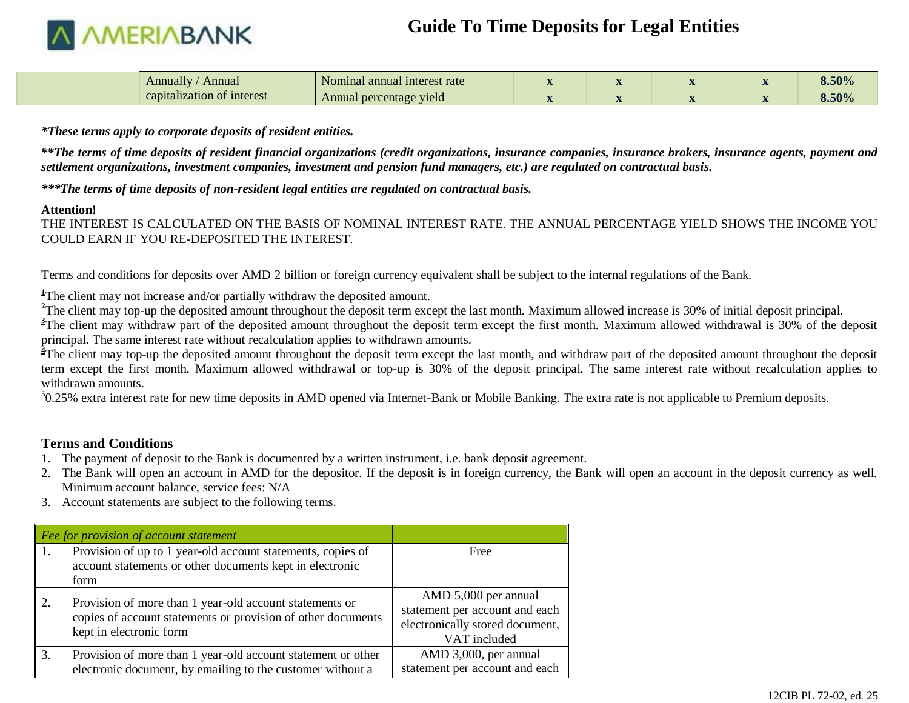| | Annually / Annual capitalization of interest | Nominal annual interest rate | x | x | x | x | 8.50% |
|---|---|---|---|---|---|---|---|
| | | Annual percentage yield | x | x | x | x | 8.50% |

***These terms apply to corporate deposits of resident entities.***

****The terms of time deposits of resident financial organizations (credit organizations, insurance companies, insurance brokers, insurance agents, payment and settlement organizations, investment companies, investment and pension fund managers, etc.) are regulated on contractual basis.***

*****The terms of time deposits of non-resident legal entities are regulated on contractual basis.***

**Attention!**
THE INTEREST IS CALCULATED ON THE BASIS OF NOMINAL INTEREST RATE. THE ANNUAL PERCENTAGE YIELD SHOWS THE INCOME YOU COULD EARN IF YOU RE-DEPOSITED THE INTEREST.

Terms and conditions for deposits over AMD 2 billion or foreign currency equivalent shall be subject to the internal regulations of the Bank.

[1]The client may not increase and/or partially withdraw the deposited amount.
[2]The client may top-up the deposited amount throughout the deposit term except the last month. Maximum allowed increase is 30% of initial deposit principal.
[3]The client may withdraw part of the deposited amount throughout the deposit term except the first month. Maximum allowed withdrawal is 30% of the deposit principal. The same interest rate without recalculation applies to withdrawn amounts.
[4]The client may top-up the deposited amount throughout the deposit term except the last month, and withdraw part of the deposited amount throughout the deposit term except the first month. Maximum allowed withdrawal or top-up is 30% of the deposit principal. The same interest rate without recalculation applies to withdrawn amounts.
[5]0.25% extra interest rate for new time deposits in AMD opened via Internet-Bank or Mobile Banking. The extra rate is not applicable to Premium deposits.

## Terms and Conditions

1. The payment of deposit to the Bank is documented by a written instrument, i.e. bank deposit agreement.
2. The Bank will open an account in AMD for the depositor. If the deposit is in foreign currency, the Bank will open an account in the deposit currency as well. Minimum account balance, service fees: N/A
3. Account statements are subject to the following terms.

| *Fee for provision of account statement* | | |
|---|---|---|
| 1. | Provision of up to 1 year-old account statements, copies of account statements or other documents kept in electronic form | Free |
| 2. | Provision of more than 1 year-old account statements or copies of account statements or provision of other documents kept in electronic form | AMD 5,000 per annual statement per account and each electronically stored document, VAT included |
| 3. | Provision of more than 1 year-old account statement or other electronic document, by emailing to the customer without a | AMD 3,000, per annual statement per account and each |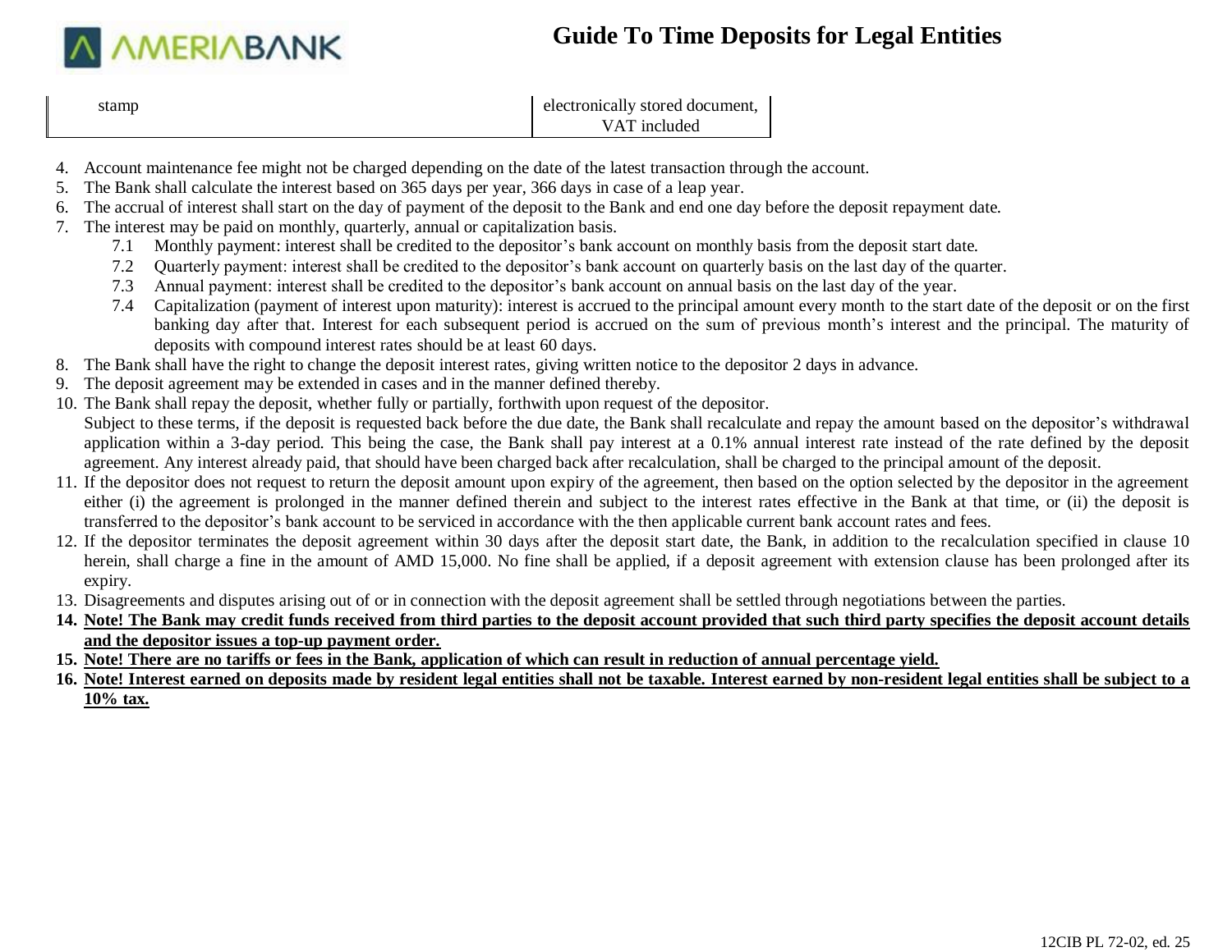| stamp | electronically stored document, VAT included |
| --- | --- |

4. Account maintenance fee might not be charged depending on the date of the latest transaction through the account.
5. The Bank shall calculate the interest based on 365 days per year, 366 days in case of a leap year.
6. The accrual of interest shall start on the day of payment of the deposit to the Bank and end one day before the deposit repayment date.
7. The interest may be paid on monthly, quarterly, annual or capitalization basis.
   - 7.1 Monthly payment: interest shall be credited to the depositor's bank account on monthly basis from the deposit start date.
   - 7.2 Quarterly payment: interest shall be credited to the depositor's bank account on quarterly basis on the last day of the quarter.
   - 7.3 Annual payment: interest shall be credited to the depositor's bank account on annual basis on the last day of the year.
   - 7.4 Capitalization (payment of interest upon maturity): interest is accrued to the principal amount every month to the start date of the deposit or on the first banking day after that. Interest for each subsequent period is accrued on the sum of previous month's interest and the principal. The maturity of deposits with compound interest rates should be at least 60 days.
8. The Bank shall have the right to change the deposit interest rates, giving written notice to the depositor 2 days in advance.
9. The deposit agreement may be extended in cases and in the manner defined thereby.
10. The Bank shall repay the deposit, whether fully or partially, forthwith upon request of the depositor.
    Subject to these terms, if the deposit is requested back before the due date, the Bank shall recalculate and repay the amount based on the depositor's withdrawal application within a 3-day period. This being the case, the Bank shall pay interest at a 0.1% annual interest rate instead of the rate defined by the deposit agreement. Any interest already paid, that should have been charged back after recalculation, shall be charged to the principal amount of the deposit.
11. If the depositor does not request to return the deposit amount upon expiry of the agreement, then based on the option selected by the depositor in the agreement either (i) the agreement is prolonged in the manner defined therein and subject to the interest rates effective in the Bank at that time, or (ii) the deposit is transferred to the depositor's bank account to be serviced in accordance with the then applicable current bank account rates and fees.
12. If the depositor terminates the deposit agreement within 30 days after the deposit start date, the Bank, in addition to the recalculation specified in clause 10 herein, shall charge a fine in the amount of AMD 15,000. No fine shall be applied, if a deposit agreement with extension clause has been prolonged after its expiry.
13. Disagreements and disputes arising out of or in connection with the deposit agreement shall be settled through negotiations between the parties.
14. **Note! The Bank may credit funds received from third parties to the deposit account provided that such third party specifies the deposit account details and the depositor issues a top-up payment order.**
15. **Note! There are no tariffs or fees in the Bank, application of which can result in reduction of annual percentage yield.**
16. **Note! Interest earned on deposits made by resident legal entities shall not be taxable. Interest earned by non-resident legal entities shall be subject to a 10% tax.**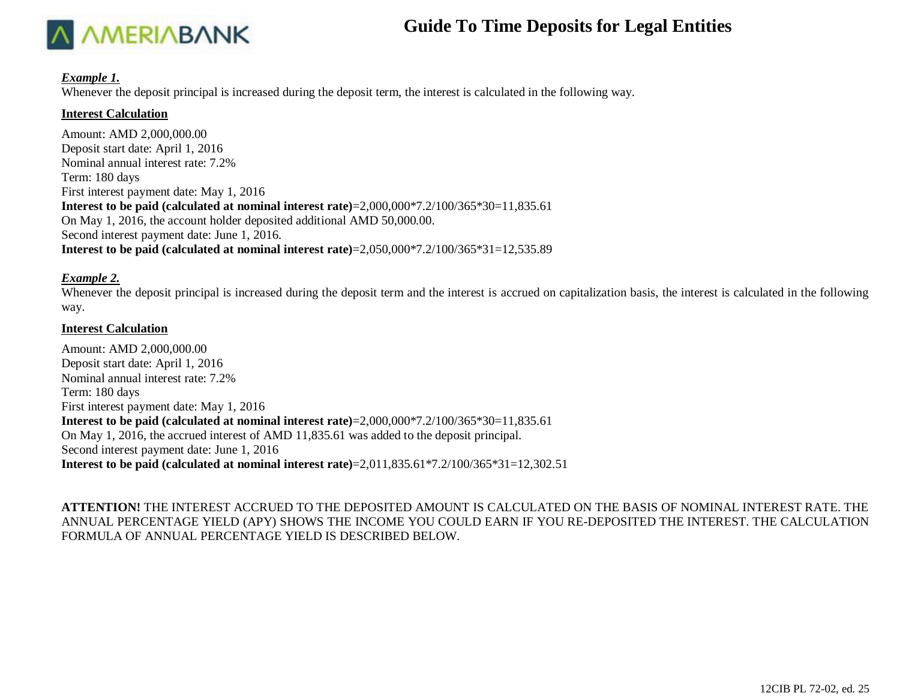***Example 1.***

Whenever the deposit principal is increased during the deposit term, the interest is calculated in the following way.

**Interest Calculation**

Amount: AMD 2,000,000.00
Deposit start date: April 1, 2016
Nominal annual interest rate: 7.2%
Term: 180 days
First interest payment date: May 1, 2016
**Interest to be paid (calculated at nominal interest rate)**=2,000,000*7.2/100/365*30=11,835.61
On May 1, 2016, the account holder deposited additional AMD 50,000.00.
Second interest payment date: June 1, 2016.
**Interest to be paid (calculated at nominal interest rate)**=2,050,000*7.2/100/365*31=12,535.89

***Example 2.***

Whenever the deposit principal is increased during the deposit term and the interest is accrued on capitalization basis, the interest is calculated in the following way.

**Interest Calculation**

Amount: AMD 2,000,000.00
Deposit start date: April 1, 2016
Nominal annual interest rate: 7.2%
Term: 180 days
First interest payment date: May 1, 2016
**Interest to be paid (calculated at nominal interest rate)**=2,000,000*7.2/100/365*30=11,835.61
On May 1, 2016, the accrued interest of AMD 11,835.61 was added to the deposit principal.
Second interest payment date: June 1, 2016
**Interest to be paid (calculated at nominal interest rate)**=2,011,835.61*7.2/100/365*31=12,302.51

**ATTENTION!** THE INTEREST ACCRUED TO THE DEPOSITED AMOUNT IS CALCULATED ON THE BASIS OF NOMINAL INTEREST RATE. THE ANNUAL PERCENTAGE YIELD (APY) SHOWS THE INCOME YOU COULD EARN IF YOU RE-DEPOSITED THE INTEREST. THE CALCULATION FORMULA OF ANNUAL PERCENTAGE YIELD IS DESCRIBED BELOW.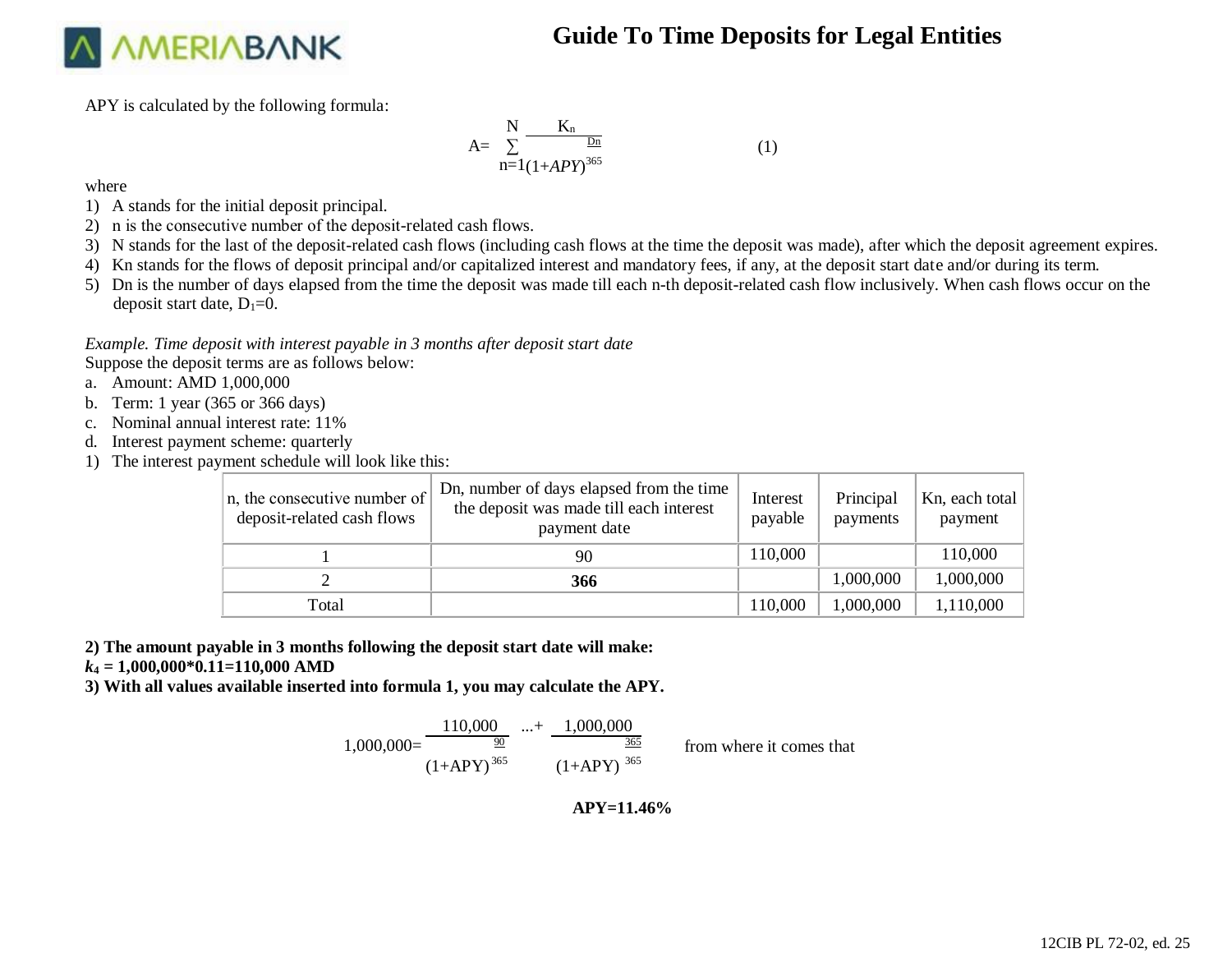APY is calculated by the following formula:

$$A = \sum_{n=1}^{N} \frac{K_n}{(1+APY)^{\frac{D_n}{365}}} \qquad (1)$$

where

1) A stands for the initial deposit principal.
2) n is the consecutive number of the deposit-related cash flows.
3) N stands for the last of the deposit-related cash flows (including cash flows at the time the deposit was made), after which the deposit agreement expires.
4) Kn stands for the flows of deposit principal and/or capitalized interest and mandatory fees, if any, at the deposit start date and/or during its term.
5) Dn is the number of days elapsed from the time the deposit was made till each n-th deposit-related cash flow inclusively. When cash flows occur on the deposit start date, $D_1=0$.

*Example. Time deposit with interest payable in 3 months after deposit start date*

Suppose the deposit terms are as follows below:

a. Amount: AMD 1,000,000
b. Term: 1 year (365 or 366 days)
c. Nominal annual interest rate: 11%
d. Interest payment scheme: quarterly

1) The interest payment schedule will look like this:

| n, the consecutive number of deposit-related cash flows | Dn, number of days elapsed from the time the deposit was made till each interest payment date | Interest payable | Principal payments | Kn, each total payment |
|---|---|---|---|---|
| 1 | 90 | 110,000 | | 110,000 |
| 2 | **366** | | 1,000,000 | 1,000,000 |
| Total | | 110,000 | 1,000,000 | 1,110,000 |

**2) The amount payable in 3 months following the deposit start date will make:**

**$k_4$ = 1,000,000*0.11=110,000 AMD**

**3) With all values available inserted into formula 1, you may calculate the APY.**

$$1{,}000{,}000 = \frac{110{,}000}{(1+APY)^{\frac{90}{365}}} \ldots + \frac{1{,}000{,}000}{(1+APY)^{\frac{365}{365}}}$$ from where it comes that

**APY=11.46%**